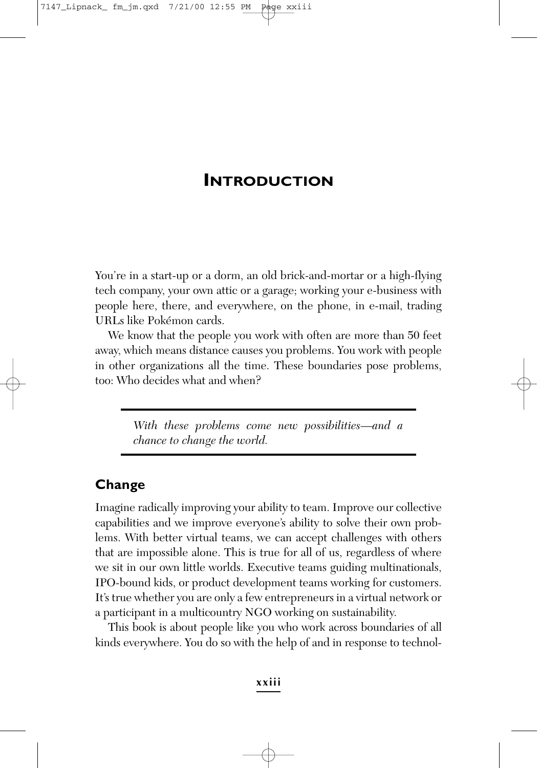# INTRODUCTION

You're in a start-up or a dorm, an old brick-and-mortar or a high-flying tech company, your own attic or a garage; working your e-business with people here, there, and everywhere, on the phone, in e-mail, trading URLs like Pokémon cards.

We know that the people you work with often are more than 50 feet away, which means distance causes you problems. You work with people in other organizations all the time. These boundaries pose problems, too: Who decides what and when?

> *With these problems come new possibilities—and a chance to change the world.*

## Change

Imagine radically improving your ability to team. Improve our collective capabilities and we improve everyone's ability to solve their own problems. With better virtual teams, we can accept challenges with others that are impossible alone. This is true for all of us, regardless of where we sit in our own little worlds. Executive teams guiding multinationals, IPO-bound kids, or product development teams working for customers. It's true whether you are only a few entrepreneurs in a virtual network or a participant in a multicountry NGO working on sustainability.

This book is about people like you who work across boundaries of all kinds everywhere. You do so with the help of and in response to technol-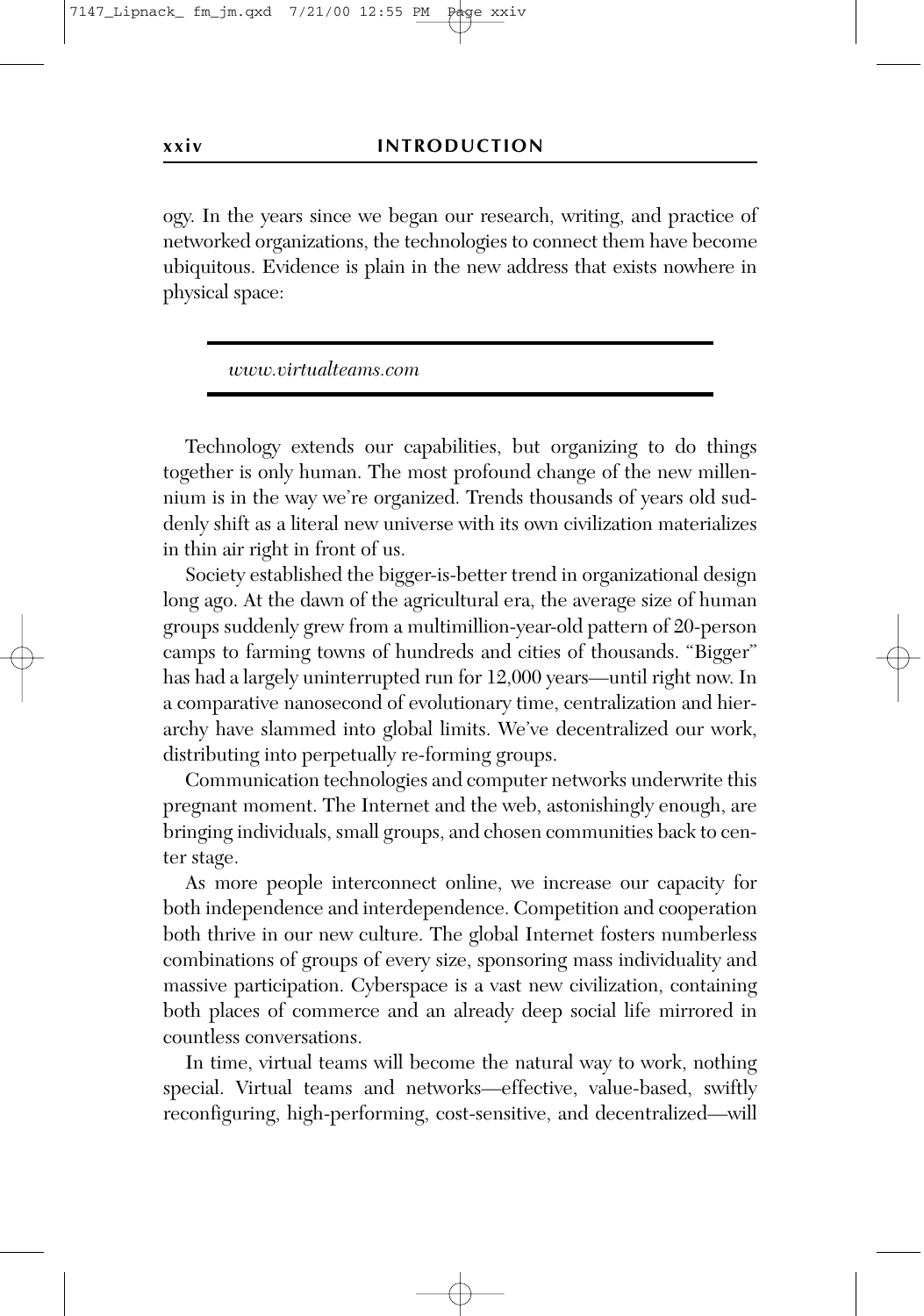ogy. In the years since we began our research, writing, and practice of networked organizations, the technologies to connect them have become ubiquitous. Evidence is plain in the new address that exists nowhere in physical space:

---

*www.virtualteams.com*

---

Technology extends our capabilities, but organizing to do things together is only human. The most profound change of the new millennium is in the way we're organized. Trends thousands of years old suddenly shift as a literal new universe with its own civilization materializes in thin air right in front of us.

Society established the bigger-is-better trend in organizational design long ago. At the dawn of the agricultural era, the average size of human groups suddenly grew from a multimillion-year-old pattern of 20-person camps to farming towns of hundreds and cities of thousands. "Bigger" has had a largely uninterrupted run for 12,000 years—until right now. In a comparative nanosecond of evolutionary time, centralization and hierarchy have slammed into global limits. We've decentralized our work, distributing into perpetually re-forming groups.

Communication technologies and computer networks underwrite this pregnant moment. The Internet and the web, astonishingly enough, are bringing individuals, small groups, and chosen communities back to center stage.

As more people interconnect online, we increase our capacity for both independence and interdependence. Competition and cooperation both thrive in our new culture. The global Internet fosters numberless combinations of groups of every size, sponsoring mass individuality and massive participation. Cyberspace is a vast new civilization, containing both places of commerce and an already deep social life mirrored in countless conversations.

In time, virtual teams will become the natural way to work, nothing special. Virtual teams and networks—effective, value-based, swiftly reconfiguring, high-performing, cost-sensitive, and decentralized—will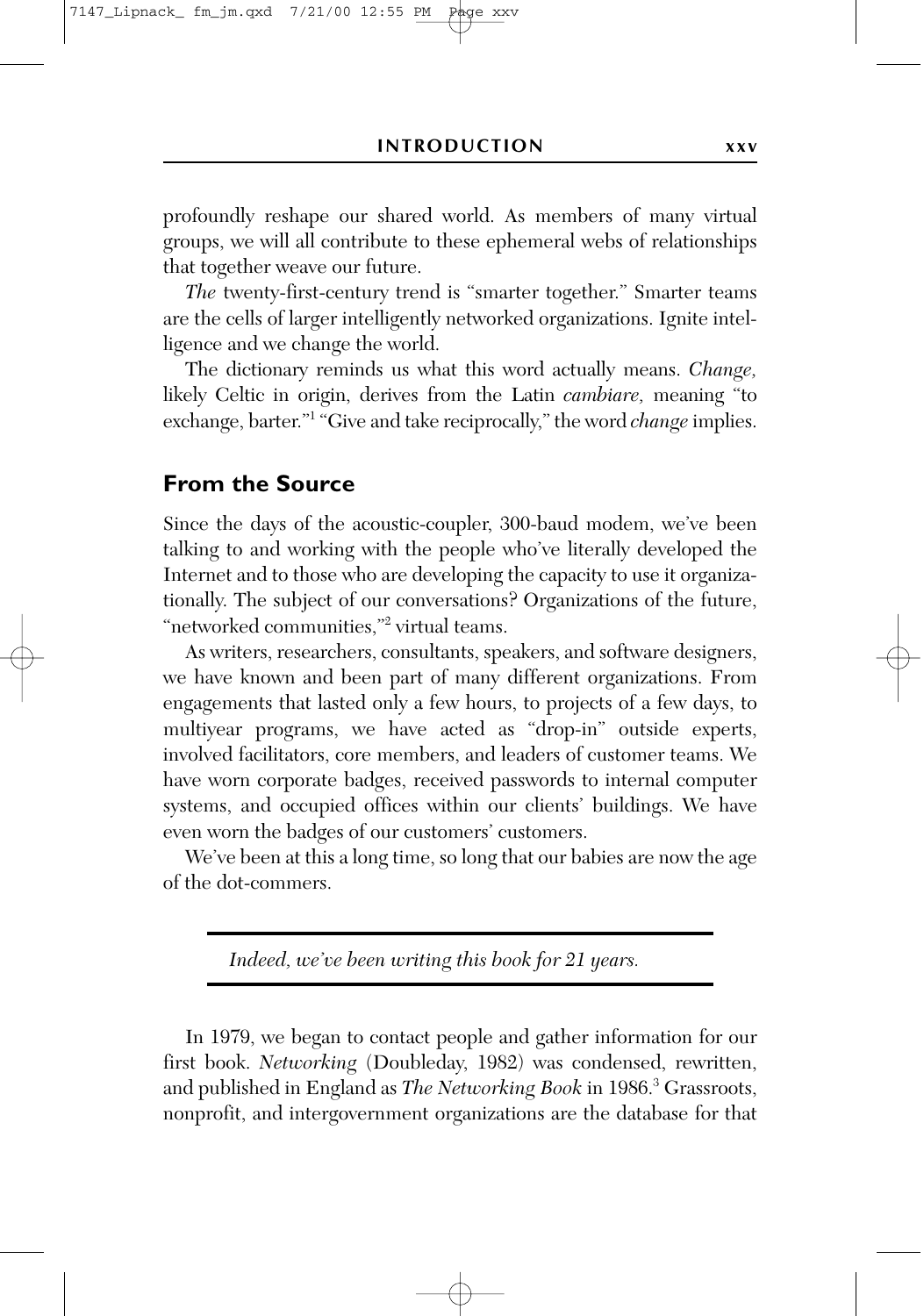profoundly reshape our shared world. As members of many virtual groups, we will all contribute to these ephemeral webs of relationships that together weave our future.

*The* twenty-first-century trend is "smarter together." Smarter teams are the cells of larger intelligently networked organizations. Ignite intelligence and we change the world.

The dictionary reminds us what this word actually means. *Change,* likely Celtic in origin, derives from the Latin *cambiare,* meaning "to exchange, barter."[1] "Give and take reciprocally," the word *change* implies.

## From the Source

Since the days of the acoustic-coupler, 300-baud modem, we've been talking to and working with the people who've literally developed the Internet and to those who are developing the capacity to use it organizationally. The subject of our conversations? Organizations of the future, "networked communities,"[2] virtual teams.

As writers, researchers, consultants, speakers, and software designers, we have known and been part of many different organizations. From engagements that lasted only a few hours, to projects of a few days, to multiyear programs, we have acted as "drop-in" outside experts, involved facilitators, core members, and leaders of customer teams. We have worn corporate badges, received passwords to internal computer systems, and occupied offices within our clients' buildings. We have even worn the badges of our customers' customers.

We've been at this a long time, so long that our babies are now the age of the dot-commers.

> *Indeed, we've been writing this book for 21 years.*

In 1979, we began to contact people and gather information for our first book. *Networking* (Doubleday, 1982) was condensed, rewritten, and published in England as *The Networking Book* in 1986.[3] Grassroots, nonprofit, and intergovernment organizations are the database for that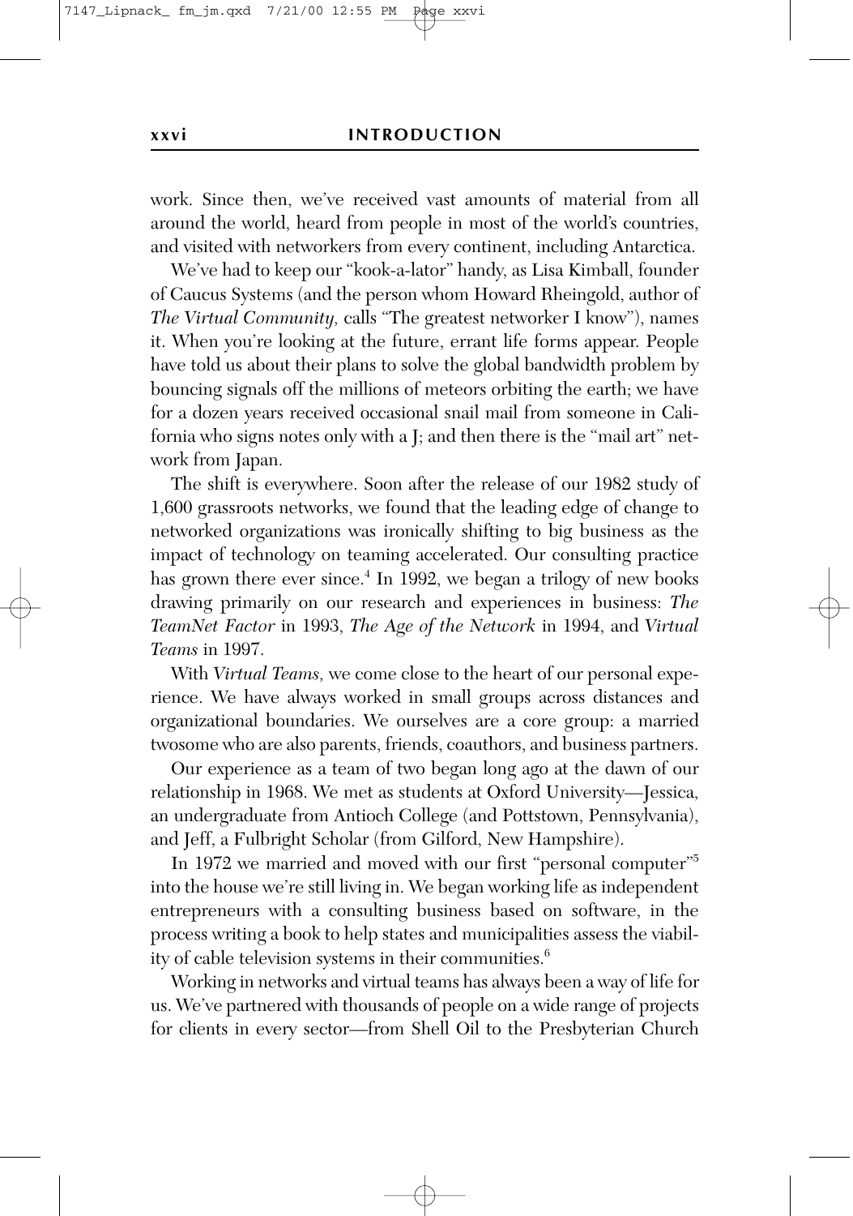work. Since then, we've received vast amounts of material from all around the world, heard from people in most of the world's countries, and visited with networkers from every continent, including Antarctica.

We've had to keep our "kook-a-lator" handy, as Lisa Kimball, founder of Caucus Systems (and the person whom Howard Rheingold, author of *The Virtual Community,* calls "The greatest networker I know"), names it. When you're looking at the future, errant life forms appear. People have told us about their plans to solve the global bandwidth problem by bouncing signals off the millions of meteors orbiting the earth; we have for a dozen years received occasional snail mail from someone in California who signs notes only with a J; and then there is the "mail art" network from Japan.

The shift is everywhere. Soon after the release of our 1982 study of 1,600 grassroots networks, we found that the leading edge of change to networked organizations was ironically shifting to big business as the impact of technology on teaming accelerated. Our consulting practice has grown there ever since.[4] In 1992, we began a trilogy of new books drawing primarily on our research and experiences in business: *The TeamNet Factor* in 1993, *The Age of the Network* in 1994, and *Virtual Teams* in 1997.

With *Virtual Teams,* we come close to the heart of our personal experience. We have always worked in small groups across distances and organizational boundaries. We ourselves are a core group: a married twosome who are also parents, friends, coauthors, and business partners.

Our experience as a team of two began long ago at the dawn of our relationship in 1968. We met as students at Oxford University—Jessica, an undergraduate from Antioch College (and Pottstown, Pennsylvania), and Jeff, a Fulbright Scholar (from Gilford, New Hampshire).

In 1972 we married and moved with our first "personal computer"[5] into the house we're still living in. We began working life as independent entrepreneurs with a consulting business based on software, in the process writing a book to help states and municipalities assess the viability of cable television systems in their communities.[6]

Working in networks and virtual teams has always been a way of life for us. We've partnered with thousands of people on a wide range of projects for clients in every sector—from Shell Oil to the Presbyterian Church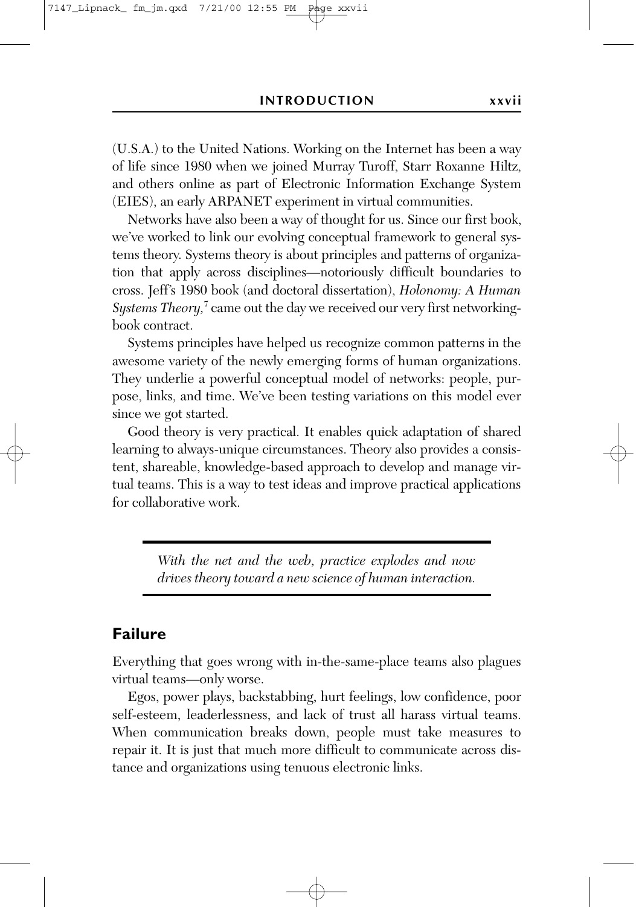(U.S.A.) to the United Nations. Working on the Internet has been a way of life since 1980 when we joined Murray Turoff, Starr Roxanne Hiltz, and others online as part of Electronic Information Exchange System (EIES), an early ARPANET experiment in virtual communities.

Networks have also been a way of thought for us. Since our first book, we've worked to link our evolving conceptual framework to general systems theory. Systems theory is about principles and patterns of organization that apply across disciplines—notoriously difficult boundaries to cross. Jeff's 1980 book (and doctoral dissertation), *Holonomy: A Human Systems Theory,*[7] came out the day we received our very first networking-book contract.

Systems principles have helped us recognize common patterns in the awesome variety of the newly emerging forms of human organizations. They underlie a powerful conceptual model of networks: people, purpose, links, and time. We've been testing variations on this model ever since we got started.

Good theory is very practical. It enables quick adaptation of shared learning to always-unique circumstances. Theory also provides a consistent, shareable, knowledge-based approach to develop and manage virtual teams. This is a way to test ideas and improve practical applications for collaborative work.

> *With the net and the web, practice explodes and now drives theory toward a new science of human interaction.*

## Failure

Everything that goes wrong with in-the-same-place teams also plagues virtual teams—only worse.

Egos, power plays, backstabbing, hurt feelings, low confidence, poor self-esteem, leaderlessness, and lack of trust all harass virtual teams. When communication breaks down, people must take measures to repair it. It is just that much more difficult to communicate across distance and organizations using tenuous electronic links.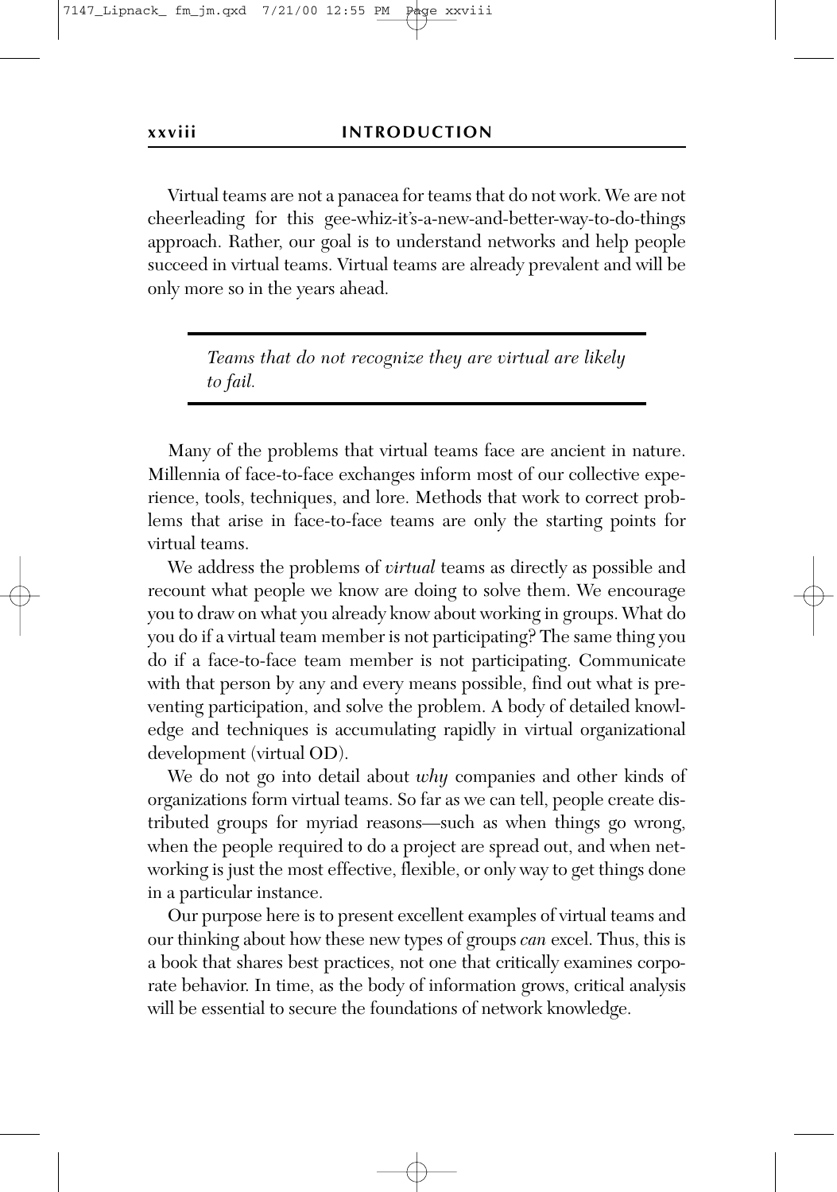Virtual teams are not a panacea for teams that do not work. We are not cheerleading for this gee-whiz-it's-a-new-and-better-way-to-do-things approach. Rather, our goal is to understand networks and help people succeed in virtual teams. Virtual teams are already prevalent and will be only more so in the years ahead.

> *Teams that do not recognize they are virtual are likely to fail.*

Many of the problems that virtual teams face are ancient in nature. Millennia of face-to-face exchanges inform most of our collective experience, tools, techniques, and lore. Methods that work to correct problems that arise in face-to-face teams are only the starting points for virtual teams.

We address the problems of *virtual* teams as directly as possible and recount what people we know are doing to solve them. We encourage you to draw on what you already know about working in groups. What do you do if a virtual team member is not participating? The same thing you do if a face-to-face team member is not participating. Communicate with that person by any and every means possible, find out what is preventing participation, and solve the problem. A body of detailed knowledge and techniques is accumulating rapidly in virtual organizational development (virtual OD).

We do not go into detail about *why* companies and other kinds of organizations form virtual teams. So far as we can tell, people create distributed groups for myriad reasons—such as when things go wrong, when the people required to do a project are spread out, and when networking is just the most effective, flexible, or only way to get things done in a particular instance.

Our purpose here is to present excellent examples of virtual teams and our thinking about how these new types of groups *can* excel. Thus, this is a book that shares best practices, not one that critically examines corporate behavior. In time, as the body of information grows, critical analysis will be essential to secure the foundations of network knowledge.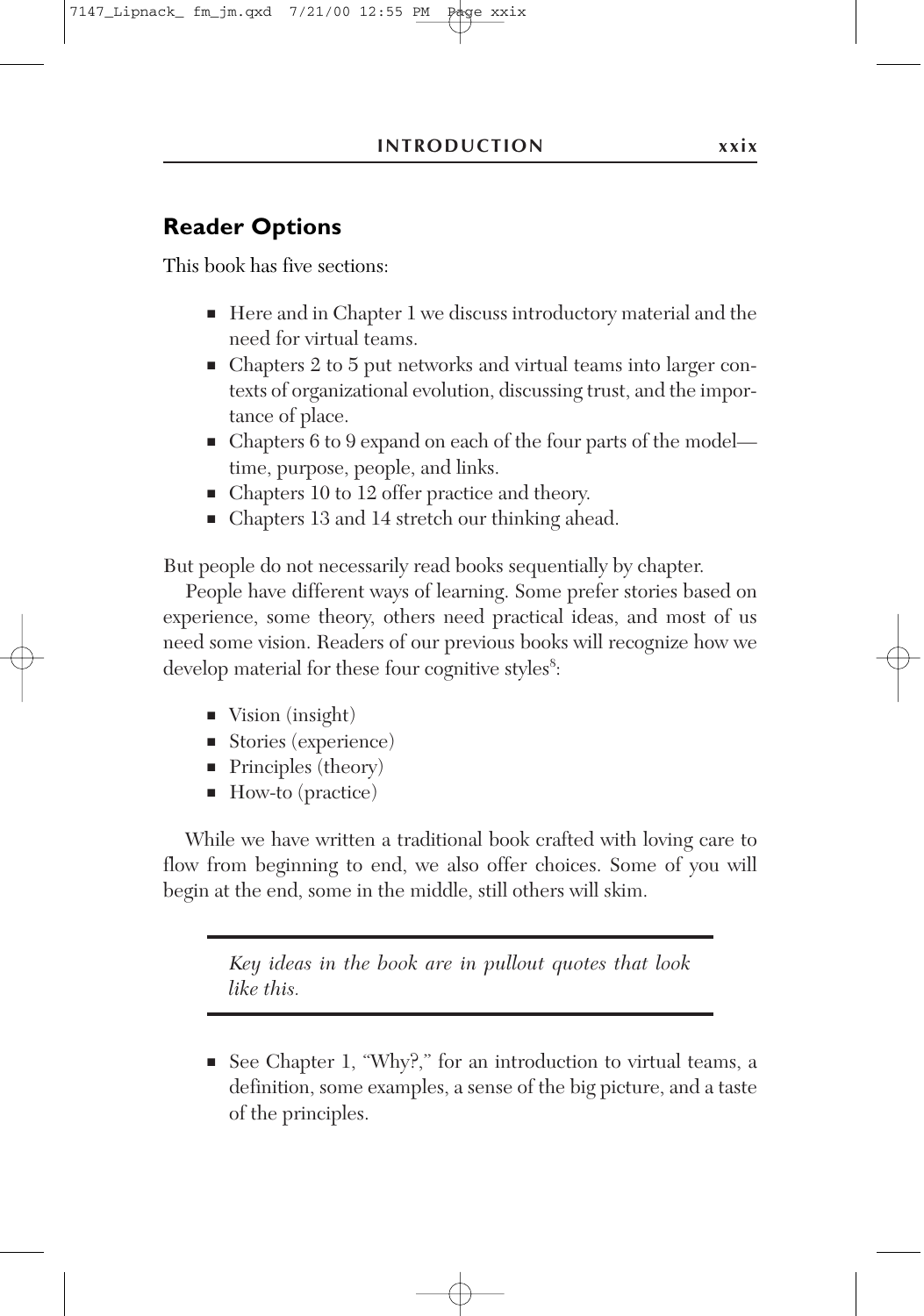## Reader Options

This book has five sections:

- Here and in Chapter 1 we discuss introductory material and the need for virtual teams.
- Chapters 2 to 5 put networks and virtual teams into larger contexts of organizational evolution, discussing trust, and the importance of place.
- Chapters 6 to 9 expand on each of the four parts of the model—time, purpose, people, and links.
- Chapters 10 to 12 offer practice and theory.
- Chapters 13 and 14 stretch our thinking ahead.

But people do not necessarily read books sequentially by chapter.

People have different ways of learning. Some prefer stories based on experience, some theory, others need practical ideas, and most of us need some vision. Readers of our previous books will recognize how we develop material for these four cognitive styles[8]:

- Vision (insight)
- Stories (experience)
- Principles (theory)
- How-to (practice)

While we have written a traditional book crafted with loving care to flow from beginning to end, we also offer choices. Some of you will begin at the end, some in the middle, still others will skim.

> *Key ideas in the book are in pullout quotes that look like this.*

- See Chapter 1, "Why?," for an introduction to virtual teams, a definition, some examples, a sense of the big picture, and a taste of the principles.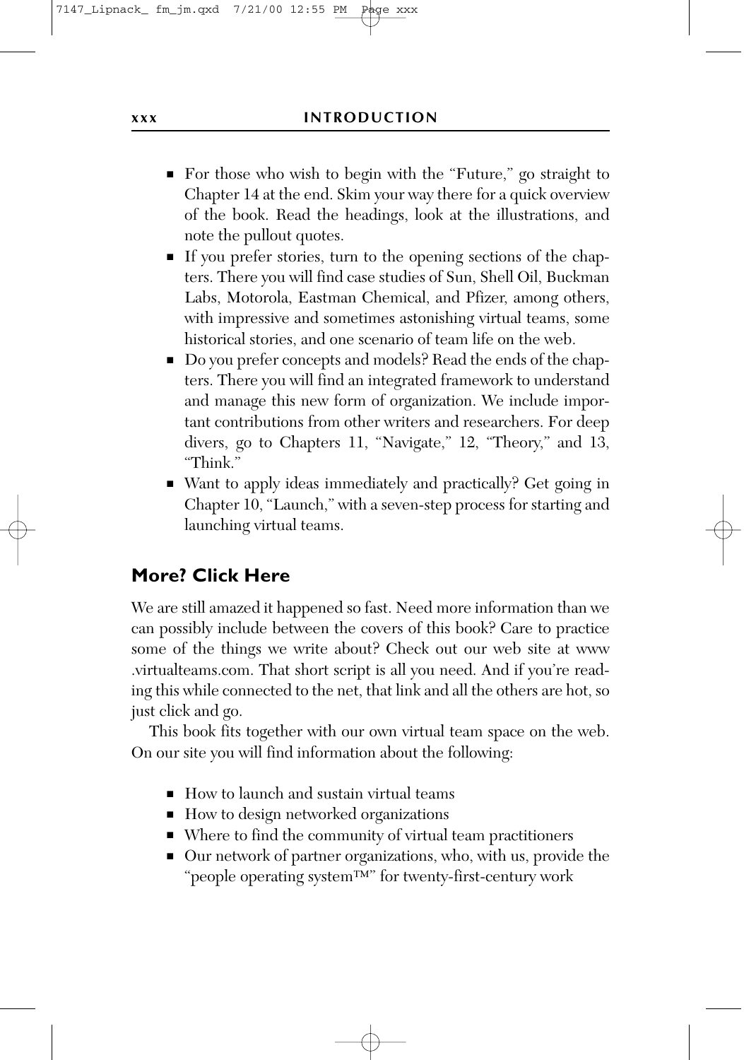- For those who wish to begin with the "Future," go straight to Chapter 14 at the end. Skim your way there for a quick overview of the book. Read the headings, look at the illustrations, and note the pullout quotes.
- If you prefer stories, turn to the opening sections of the chapters. There you will find case studies of Sun, Shell Oil, Buckman Labs, Motorola, Eastman Chemical, and Pfizer, among others, with impressive and sometimes astonishing virtual teams, some historical stories, and one scenario of team life on the web.
- Do you prefer concepts and models? Read the ends of the chapters. There you will find an integrated framework to understand and manage this new form of organization. We include important contributions from other writers and researchers. For deep divers, go to Chapters 11, "Navigate," 12, "Theory," and 13, "Think."
- Want to apply ideas immediately and practically? Get going in Chapter 10, "Launch," with a seven-step process for starting and launching virtual teams.

## More? Click Here

We are still amazed it happened so fast. Need more information than we can possibly include between the covers of this book? Care to practice some of the things we write about? Check out our web site at www.virtualteams.com. That short script is all you need. And if you're reading this while connected to the net, that link and all the others are hot, so just click and go.

This book fits together with our own virtual team space on the web. On our site you will find information about the following:

- How to launch and sustain virtual teams
- How to design networked organizations
- Where to find the community of virtual team practitioners
- Our network of partner organizations, who, with us, provide the "people operating system™" for twenty-first-century work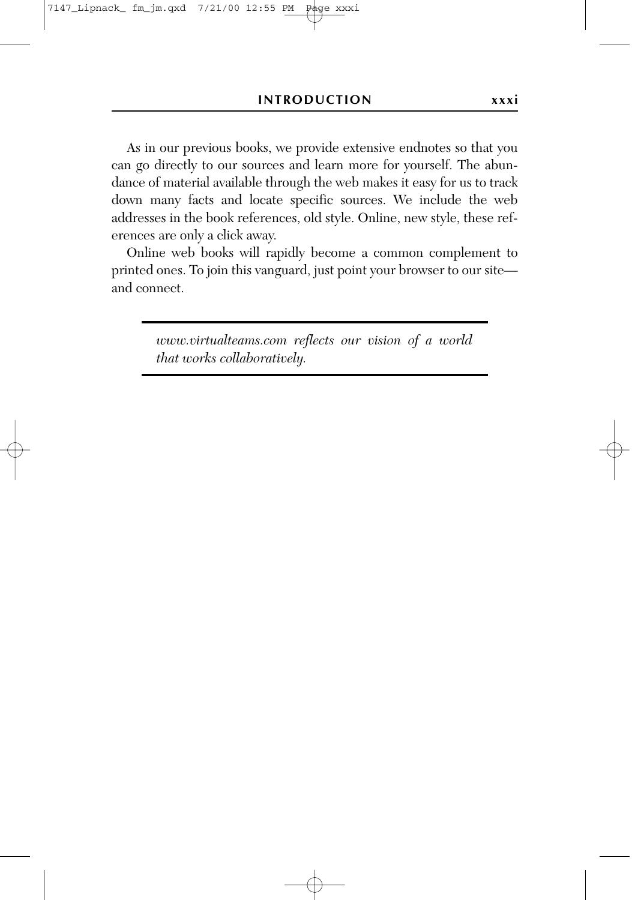As in our previous books, we provide extensive endnotes so that you can go directly to our sources and learn more for yourself. The abundance of material available through the web makes it easy for us to track down many facts and locate specific sources. We include the web addresses in the book references, old style. Online, new style, these references are only a click away.

Online web books will rapidly become a common complement to printed ones. To join this vanguard, just point your browser to our site—and connect.

---

*www.virtualteams.com reflects our vision of a world that works collaboratively.*

---